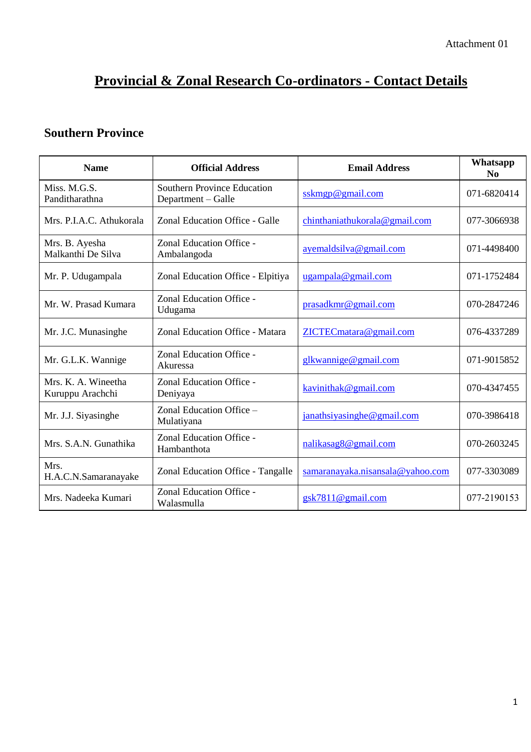Attachment 01

# Provincial & Zonal Research Co-ordinators - Contact Details

## Southern Province

| Name | Official Address | Email Address | Whatsapp No |
|---|---|---|---|
| Miss. M.G.S. Panditharathna | Southern Province Education Department – Galle | sskmgp@gmail.com | 071-6820414 |
| Mrs. P.I.A.C. Athukorala | Zonal Education Office - Galle | chinthaniathukorala@gmail.com | 077-3066938 |
| Mrs. B. Ayesha Malkanthi De Silva | Zonal Education Office - Ambalangoda | ayemaldsilva@gmail.com | 071-4498400 |
| Mr. P. Udugampala | Zonal Education Office - Elpitiya | ugampala@gmail.com | 071-1752484 |
| Mr. W. Prasad Kumara | Zonal Education Office - Udugama | prasadkmr@gmail.com | 070-2847246 |
| Mr. J.C. Munasinghe | Zonal Education Office - Matara | ZICTECmatara@gmail.com | 076-4337289 |
| Mr. G.L.K. Wannige | Zonal Education Office - Akuressa | glkwannige@gmail.com | 071-9015852 |
| Mrs. K. A. Wineetha Kuruppu Arachchi | Zonal Education Office - Deniyaya | kavinithak@gmail.com | 070-4347455 |
| Mr. J.J. Siyasinghe | Zonal Education Office – Mulatiyana | janathsiyasinghe@gmail.com | 070-3986418 |
| Mrs. S.A.N. Gunathika | Zonal Education Office - Hambanthota | nalikasag8@gmail.com | 070-2603245 |
| Mrs. H.A.C.N.Samaranayake | Zonal Education Office - Tangalle | samaranayaka.nisansala@yahoo.com | 077-3303089 |
| Mrs. Nadeeka Kumari | Zonal Education Office - Walasmulla | gsk7811@gmail.com | 077-2190153 |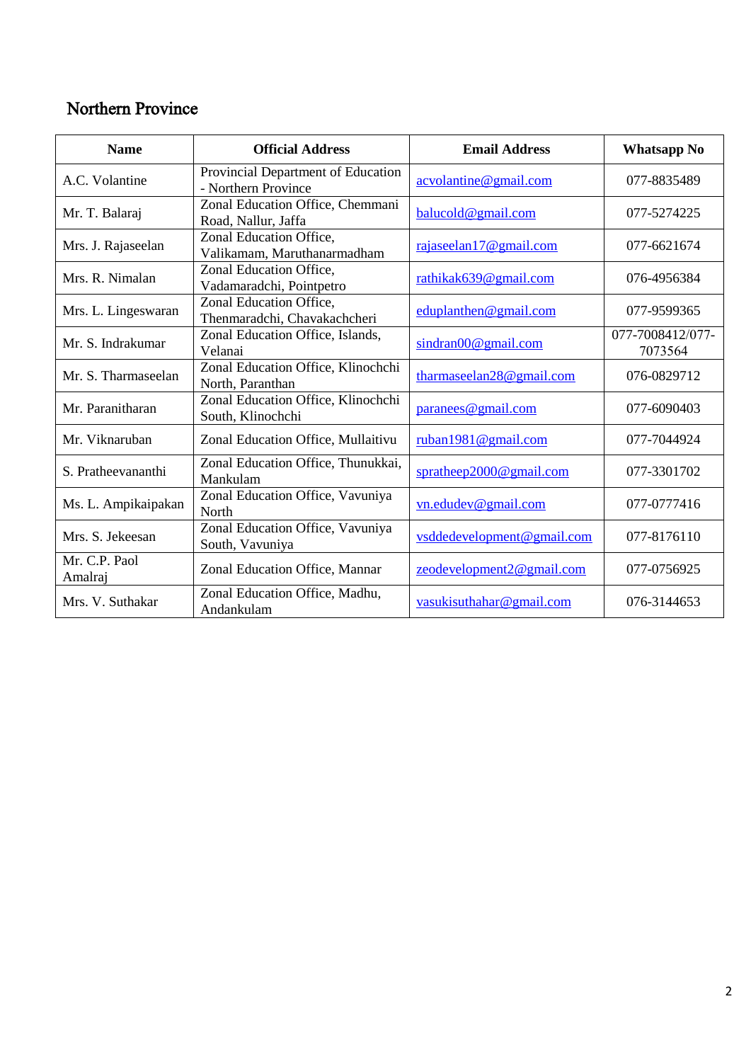## Northern Province

| Name | Official Address | Email Address | Whatsapp No |
|---|---|---|---|
| A.C. Volantine | Provincial Department of Education - Northern Province | acvolantine@gmail.com | 077-8835489 |
| Mr. T. Balaraj | Zonal Education Office, Chemmani Road, Nallur, Jaffa | balucold@gmail.com | 077-5274225 |
| Mrs. J. Rajaseelan | Zonal Education Office, Valikamam, Maruthanarmadham | rajaseelan17@gmail.com | 077-6621674 |
| Mrs. R. Nimalan | Zonal Education Office, Vadamaradchi, Pointpetro | rathikak639@gmail.com | 076-4956384 |
| Mrs. L. Lingeswaran | Zonal Education Office, Thenmaradchi, Chavakachcheri | eduplanthen@gmail.com | 077-9599365 |
| Mr. S. Indrakumar | Zonal Education Office, Islands, Velanai | sindran00@gmail.com | 077-7008412/077-7073564 |
| Mr. S. Tharmaseelan | Zonal Education Office, Klinochchi North, Paranthan | tharmaseelan28@gmail.com | 076-0829712 |
| Mr. Paranitharan | Zonal Education Office, Klinochchi South, Klinochchi | paranees@gmail.com | 077-6090403 |
| Mr. Viknaruban | Zonal Education Office, Mullaitivu | ruban1981@gmail.com | 077-7044924 |
| S. Pratheevananthi | Zonal Education Office, Thunukkai, Mankulam | spratheep2000@gmail.com | 077-3301702 |
| Ms. L. Ampikaipakan | Zonal Education Office, Vavuniya North | vn.edudev@gmail.com | 077-0777416 |
| Mrs. S. Jekeesan | Zonal Education Office, Vavuniya South, Vavuniya | vsddedevelopment@gmail.com | 077-8176110 |
| Mr. C.P. Paol Amalraj | Zonal Education Office, Mannar | zeodevelopment2@gmail.com | 077-0756925 |
| Mrs. V. Suthakar | Zonal Education Office, Madhu, Andankulam | vasukisuthahar@gmail.com | 076-3144653 |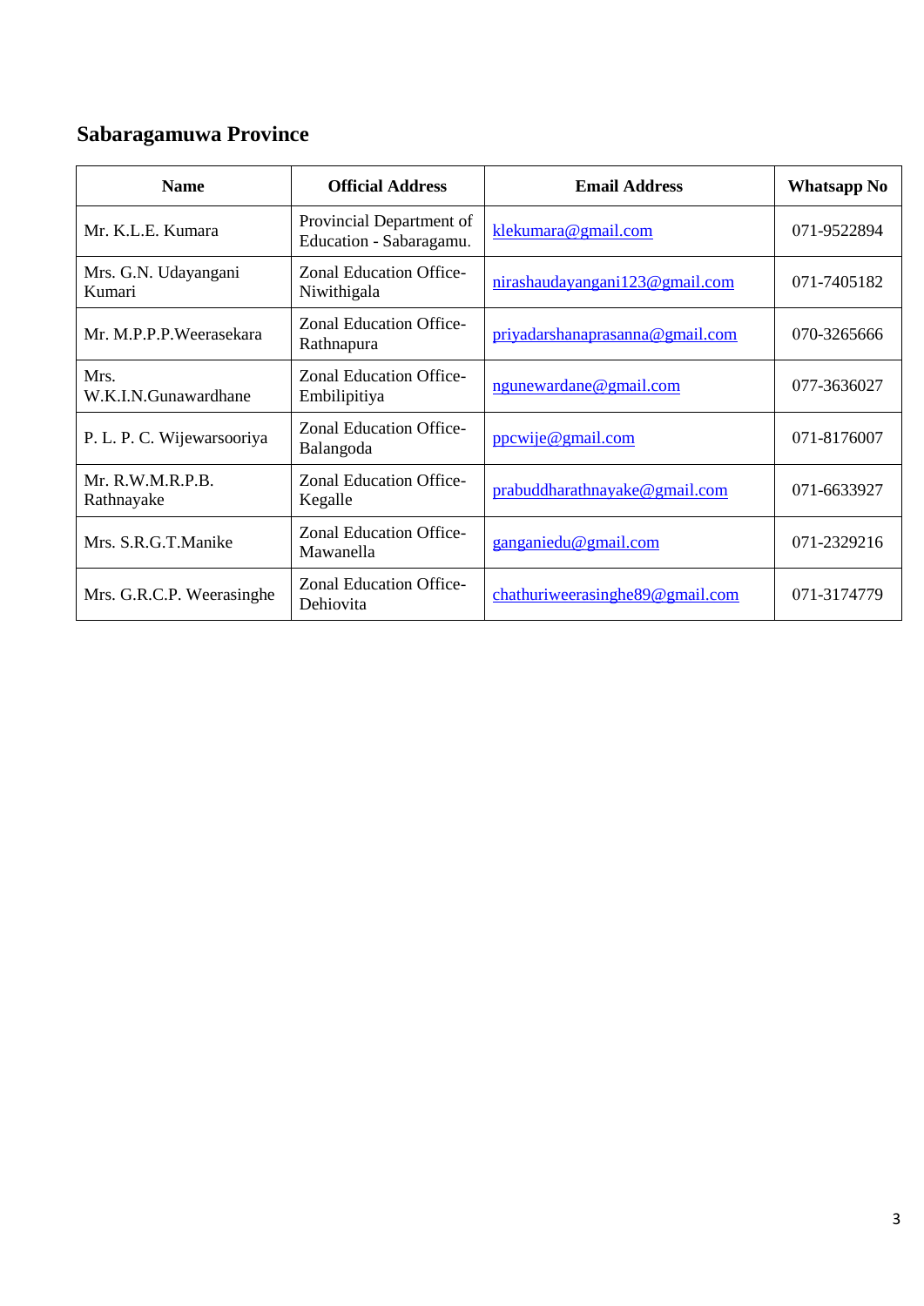## Sabaragamuwa Province

| Name | Official Address | Email Address | Whatsapp No |
|---|---|---|---|
| Mr. K.L.E. Kumara | Provincial Department of Education - Sabaragamu. | klekumara@gmail.com | 071-9522894 |
| Mrs. G.N. Udayangani Kumari | Zonal Education Office-Niwithigala | nirashaudayangani123@gmail.com | 071-7405182 |
| Mr. M.P.P.P.Weerasekara | Zonal Education Office-Rathnapura | priyadarshanaprasanna@gmail.com | 070-3265666 |
| Mrs. W.K.I.N.Gunawardhane | Zonal Education Office-Embilipitiya | ngunewardane@gmail.com | 077-3636027 |
| P. L. P. C. Wijewarsooriya | Zonal Education Office-Balangoda | ppcwije@gmail.com | 071-8176007 |
| Mr. R.W.M.R.P.B. Rathnayake | Zonal Education Office-Kegalle | prabuddharathnayake@gmail.com | 071-6633927 |
| Mrs. S.R.G.T.Manike | Zonal Education Office-Mawanella | ganganiedu@gmail.com | 071-2329216 |
| Mrs. G.R.C.P. Weerasinghe | Zonal Education Office-Dehiovita | chathuriweerasinghe89@gmail.com | 071-3174779 |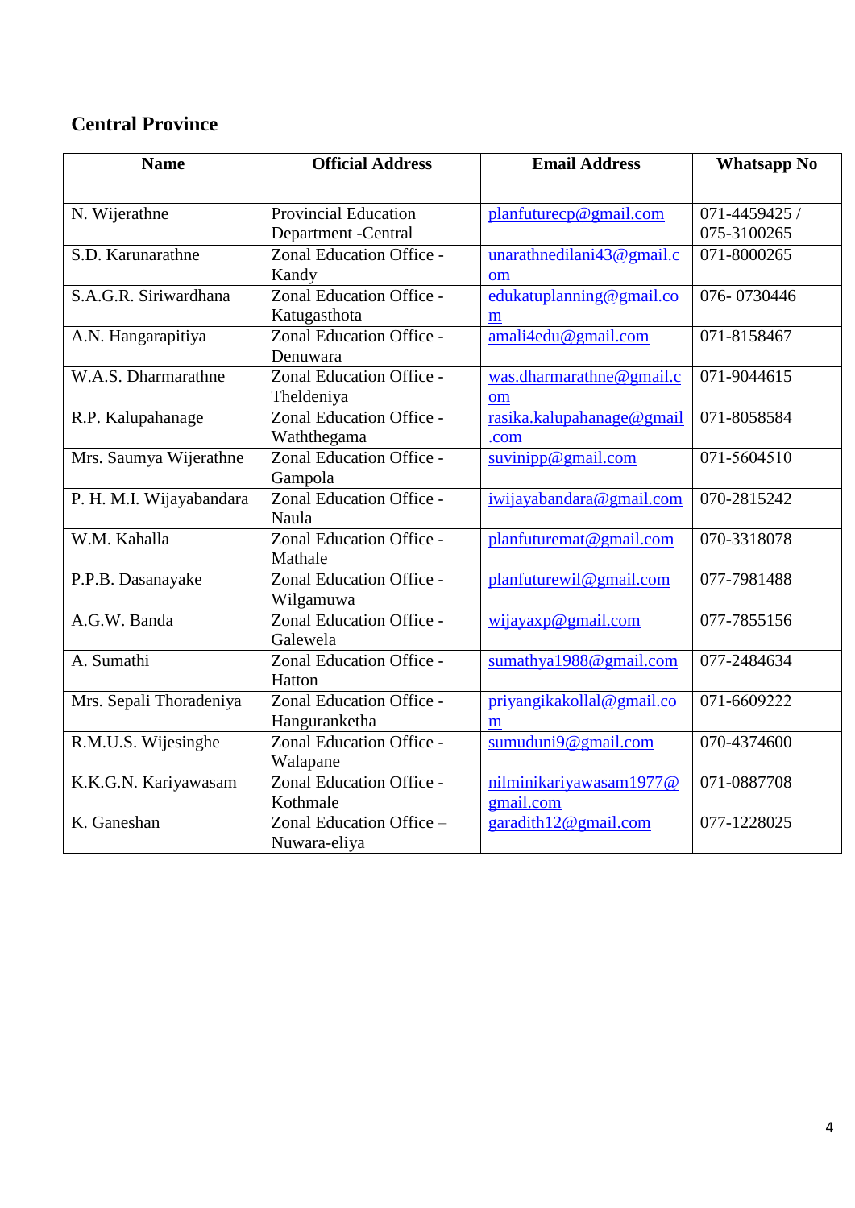## Central Province

| Name | Official Address | Email Address | Whatsapp No |
|---|---|---|---|
| N. Wijerathne | Provincial Education Department -Central | planfuturecp@gmail.com | 071-4459425 / 075-3100265 |
| S.D. Karunarathne | Zonal Education Office - Kandy | unarathnedilani43@gmail.com | 071-8000265 |
| S.A.G.R. Siriwardhana | Zonal Education Office - Katugasthota | edukatuplanning@gmail.com | 076- 0730446 |
| A.N. Hangarapitiya | Zonal Education Office - Denuwara | amali4edu@gmail.com | 071-8158467 |
| W.A.S. Dharmarathne | Zonal Education Office - Theldeniya | was.dharmarathne@gmail.com | 071-9044615 |
| R.P. Kalupahanage | Zonal Education Office - Waththegama | rasika.kalupahanage@gmail.com | 071-8058584 |
| Mrs. Saumya Wijerathne | Zonal Education Office - Gampola | suvinipp@gmail.com | 071-5604510 |
| P. H. M.I. Wijayabandara | Zonal Education Office - Naula | iwijayabandara@gmail.com | 070-2815242 |
| W.M. Kahalla | Zonal Education Office - Mathale | planfuturemat@gmail.com | 070-3318078 |
| P.P.B. Dasanayake | Zonal Education Office - Wilgamuwa | planfuturewil@gmail.com | 077-7981488 |
| A.G.W. Banda | Zonal Education Office - Galewela | wijayaxp@gmail.com | 077-7855156 |
| A. Sumathi | Zonal Education Office - Hatton | sumathya1988@gmail.com | 077-2484634 |
| Mrs. Sepali Thoradeniya | Zonal Education Office - Hanguranketha | priyangikakollal@gmail.com | 071-6609222 |
| R.M.U.S. Wijesinghe | Zonal Education Office - Walapane | sumuduni9@gmail.com | 070-4374600 |
| K.K.G.N. Kariyawasam | Zonal Education Office - Kothmale | nilminikariyawasam1977@gmail.com | 071-0887708 |
| K. Ganeshan | Zonal Education Office – Nuwara-eliya | garadith12@gmail.com | 077-1228025 |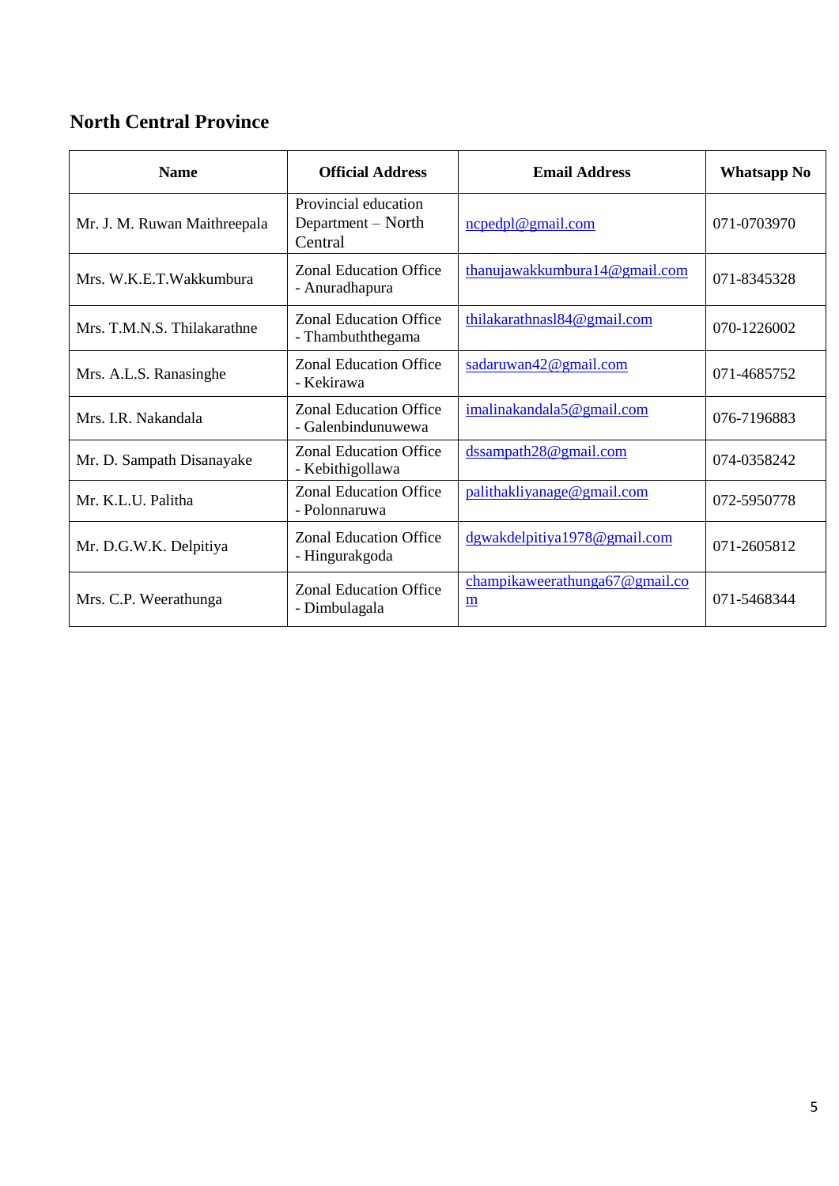## North Central Province

| Name | Official Address | Email Address | Whatsapp No |
|---|---|---|---|
| Mr. J. M. Ruwan Maithreepala | Provincial education Department – North Central | ncpedpl@gmail.com | 071-0703970 |
| Mrs. W.K.E.T.Wakkumbura | Zonal Education Office - Anuradhapura | thanujawakkumbura14@gmail.com | 071-8345328 |
| Mrs. T.M.N.S. Thilakarathne | Zonal Education Office - Thambuththegama | thilakarathnasl84@gmail.com | 070-1226002 |
| Mrs. A.L.S. Ranasinghe | Zonal Education Office - Kekirawa | sadaruwan42@gmail.com | 071-4685752 |
| Mrs. I.R. Nakandala | Zonal Education Office - Galenbindunuwewa | imalinakandala5@gmail.com | 076-7196883 |
| Mr. D. Sampath Disanayake | Zonal Education Office - Kebithigollawa | dssampath28@gmail.com | 074-0358242 |
| Mr. K.L.U. Palitha | Zonal Education Office - Polonnaruwa | palithakliyanage@gmail.com | 072-5950778 |
| Mr. D.G.W.K. Delpitiya | Zonal Education Office - Hingurakgoda | dgwakdelpitiya1978@gmail.com | 071-2605812 |
| Mrs. C.P. Weerathunga | Zonal Education Office - Dimbulagala | champikaweerathunga67@gmail.com | 071-5468344 |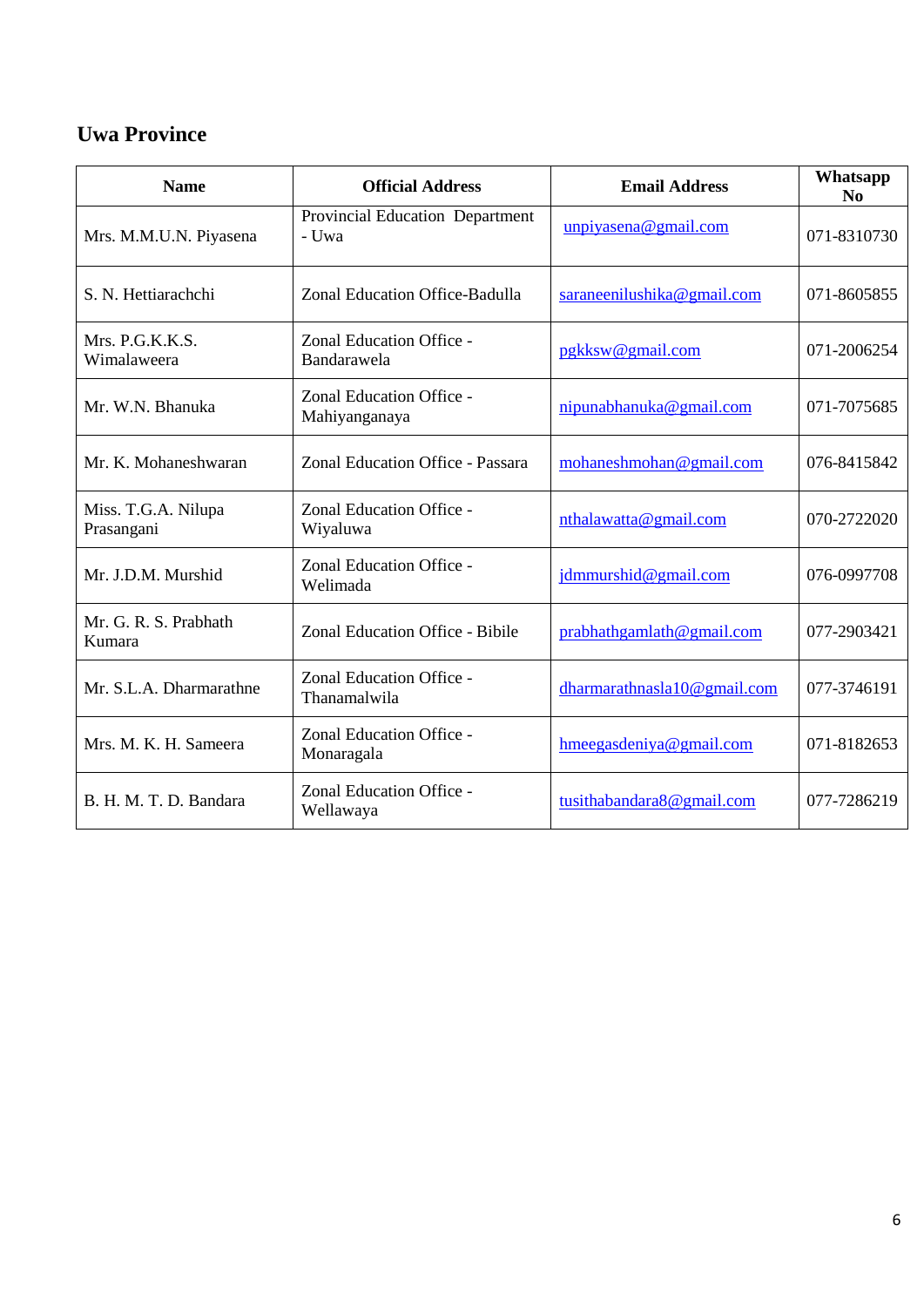## Uwa Province

| Name | Official Address | Email Address | Whatsapp No |
|---|---|---|---|
| Mrs. M.M.U.N. Piyasena | Provincial Education Department - Uwa | unpiyasena@gmail.com | 071-8310730 |
| S. N. Hettiarachchi | Zonal Education Office-Badulla | saraneenilushika@gmail.com | 071-8605855 |
| Mrs. P.G.K.K.S. Wimalaweera | Zonal Education Office - Bandarawela | pgkksw@gmail.com | 071-2006254 |
| Mr. W.N. Bhanuka | Zonal Education Office - Mahiyanganaya | nipunabhanuka@gmail.com | 071-7075685 |
| Mr. K. Mohaneshwaran | Zonal Education Office - Passara | mohaneshmohan@gmail.com | 076-8415842 |
| Miss. T.G.A. Nilupa Prasangani | Zonal Education Office - Wiyaluwa | nthalawatta@gmail.com | 070-2722020 |
| Mr. J.D.M. Murshid | Zonal Education Office - Welimada | jdmmurshid@gmail.com | 076-0997708 |
| Mr. G. R. S. Prabhath Kumara | Zonal Education Office - Bibile | prabhathgamlath@gmail.com | 077-2903421 |
| Mr. S.L.A. Dharmarathne | Zonal Education Office - Thanamalwila | dharmarathnasla10@gmail.com | 077-3746191 |
| Mrs. M. K. H. Sameera | Zonal Education Office - Monaragala | hmeegasdeniya@gmail.com | 071-8182653 |
| B. H. M. T. D. Bandara | Zonal Education Office - Wellawaya | tusithabandara8@gmail.com | 077-7286219 |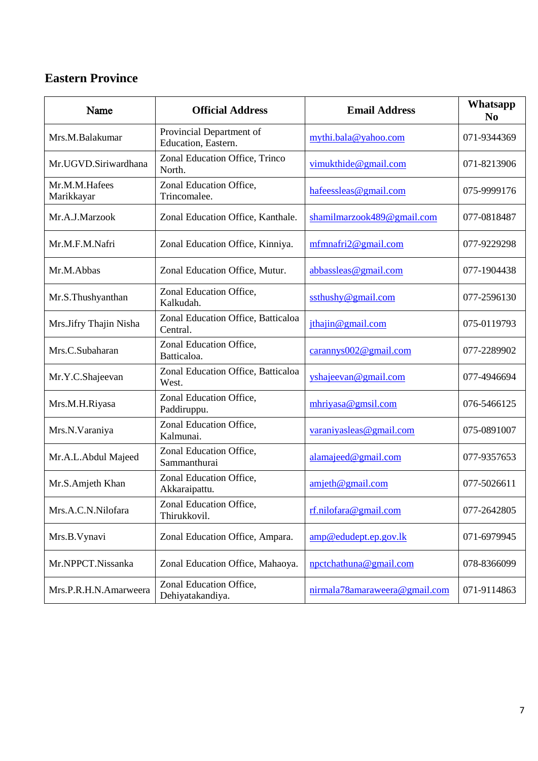## Eastern Province

| Name | Official Address | Email Address | Whatsapp No |
|---|---|---|---|
| Mrs.M.Balakumar | Provincial Department of Education, Eastern. | mythi.bala@yahoo.com | 071-9344369 |
| Mr.UGVD.Siriwardhana | Zonal Education Office, Trinco North. | vimukthide@gmail.com | 071-8213906 |
| Mr.M.M.Hafees Marikkayar | Zonal Education Office, Trincomalee. | hafeessleas@gmail.com | 075-9999176 |
| Mr.A.J.Marzook | Zonal Education Office, Kanthale. | shamilmarzook489@gmail.com | 077-0818487 |
| Mr.M.F.M.Nafri | Zonal Education Office, Kinniya. | mfmnafri2@gmail.com | 077-9229298 |
| Mr.M.Abbas | Zonal Education Office, Mutur. | abbassleas@gmail.com | 077-1904438 |
| Mr.S.Thushyanthan | Zonal Education Office, Kalkudah. | ssthushy@gmail.com | 077-2596130 |
| Mrs.Jifry Thajin Nisha | Zonal Education Office, Batticaloa Central. | jthajin@gmail.com | 075-0119793 |
| Mrs.C.Subaharan | Zonal Education Office, Batticaloa. | carannys002@gmail.com | 077-2289902 |
| Mr.Y.C.Shajeevan | Zonal Education Office, Batticaloa West. | yshajeevan@gmail.com | 077-4946694 |
| Mrs.M.H.Riyasa | Zonal Education Office, Paddiruppu. | mhriyasa@gmsil.com | 076-5466125 |
| Mrs.N.Varaniya | Zonal Education Office, Kalmunai. | varaniyasleas@gmail.com | 075-0891007 |
| Mr.A.L.Abdul Majeed | Zonal Education Office, Sammanthurai | alamajeed@gmail.com | 077-9357653 |
| Mr.S.Amjeth Khan | Zonal Education Office, Akkaraipattu. | amjeth@gmail.com | 077-5026611 |
| Mrs.A.C.N.Nilofara | Zonal Education Office, Thirukkovil. | rf.nilofara@gmail.com | 077-2642805 |
| Mrs.B.Vynavi | Zonal Education Office, Ampara. | amp@edudept.ep.gov.lk | 071-6979945 |
| Mr.NPPCT.Nissanka | Zonal Education Office, Mahaoya. | npctchathuna@gmail.com | 078-8366099 |
| Mrs.P.R.H.N.Amarweera | Zonal Education Office, Dehiyatakandiya. | nirmala78amaraweera@gmail.com | 071-9114863 |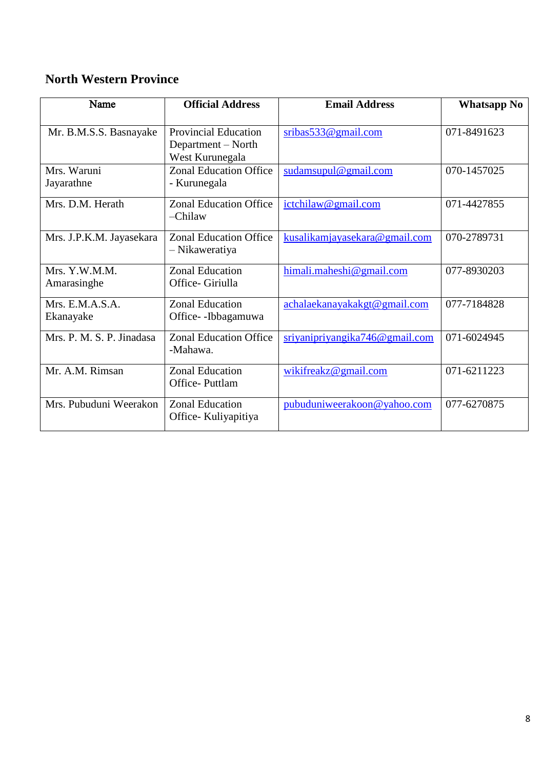## North Western Province

| Name | Official Address | Email Address | Whatsapp No |
|---|---|---|---|
| Mr. B.M.S.S. Basnayake | Provincial Education Department – North West Kurunegala | sribas533@gmail.com | 071-8491623 |
| Mrs. Waruni Jayarathne | Zonal Education Office - Kurunegala | sudamsupul@gmail.com | 070-1457025 |
| Mrs. D.M. Herath | Zonal Education Office –Chilaw | ictchilaw@gmail.com | 071-4427855 |
| Mrs. J.P.K.M. Jayasekara | Zonal Education Office – Nikaweratiya | kusalikamjayasekara@gmail.com | 070-2789731 |
| Mrs. Y.W.M.M. Amarasinghe | Zonal Education Office- Giriulla | himali.maheshi@gmail.com | 077-8930203 |
| Mrs. E.M.A.S.A. Ekanayake | Zonal Education Office- -Ibbagamuwa | achalaekanayakakgt@gmail.com | 077-7184828 |
| Mrs. P. M. S. P. Jinadasa | Zonal Education Office -Mahawa. | sriyanipriyangika746@gmail.com | 071-6024945 |
| Mr. A.M. Rimsan | Zonal Education Office- Puttlam | wikifreakz@gmail.com | 071-6211223 |
| Mrs. Pubuduni Weerakon | Zonal Education Office- Kuliyapitiya | pubuduniweerakoon@yahoo.com | 077-6270875 |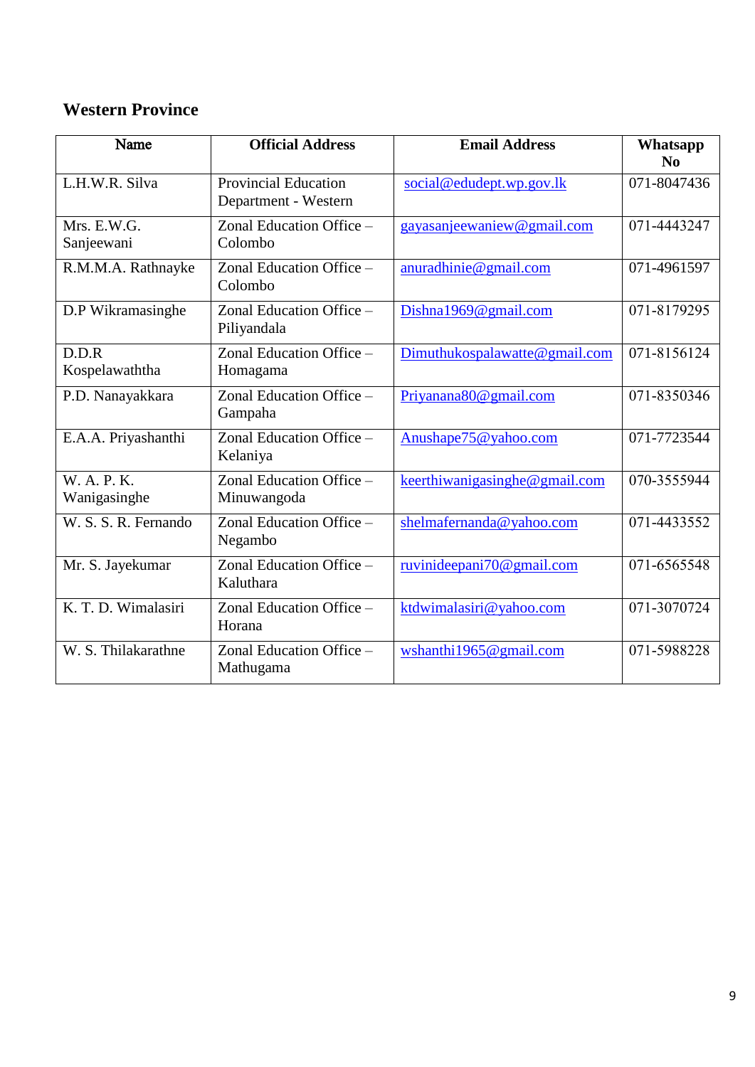## Western Province

| Name | Official Address | Email Address | Whatsapp No |
|---|---|---|---|
| L.H.W.R. Silva | Provincial Education Department - Western | social@edudept.wp.gov.lk | 071-8047436 |
| Mrs. E.W.G. Sanjeewani | Zonal Education Office – Colombo | gayasanjeewaniew@gmail.com | 071-4443247 |
| R.M.M.A. Rathnayke | Zonal Education Office – Colombo | anuradhinie@gmail.com | 071-4961597 |
| D.P Wikramasinghe | Zonal Education Office – Piliyandala | Dishna1969@gmail.com | 071-8179295 |
| D.D.R Kospelawaththa | Zonal Education Office – Homagama | Dimuthukospalawatte@gmail.com | 071-8156124 |
| P.D. Nanayakkara | Zonal Education Office – Gampaha | Priyanana80@gmail.com | 071-8350346 |
| E.A.A. Priyashanthi | Zonal Education Office – Kelaniya | Anushape75@yahoo.com | 071-7723544 |
| W. A. P. K. Wanigasinghe | Zonal Education Office – Minuwangoda | keerthiwanigasinghe@gmail.com | 070-3555944 |
| W. S. S. R. Fernando | Zonal Education Office – Negambo | shelmafernanda@yahoo.com | 071-4433552 |
| Mr. S. Jayekumar | Zonal Education Office – Kaluthara | ruvinideepani70@gmail.com | 071-6565548 |
| K. T. D. Wimalasiri | Zonal Education Office – Horana | ktdwimalasiri@yahoo.com | 071-3070724 |
| W. S. Thilakarathne | Zonal Education Office – Mathugama | wshanthi1965@gmail.com | 071-5988228 |